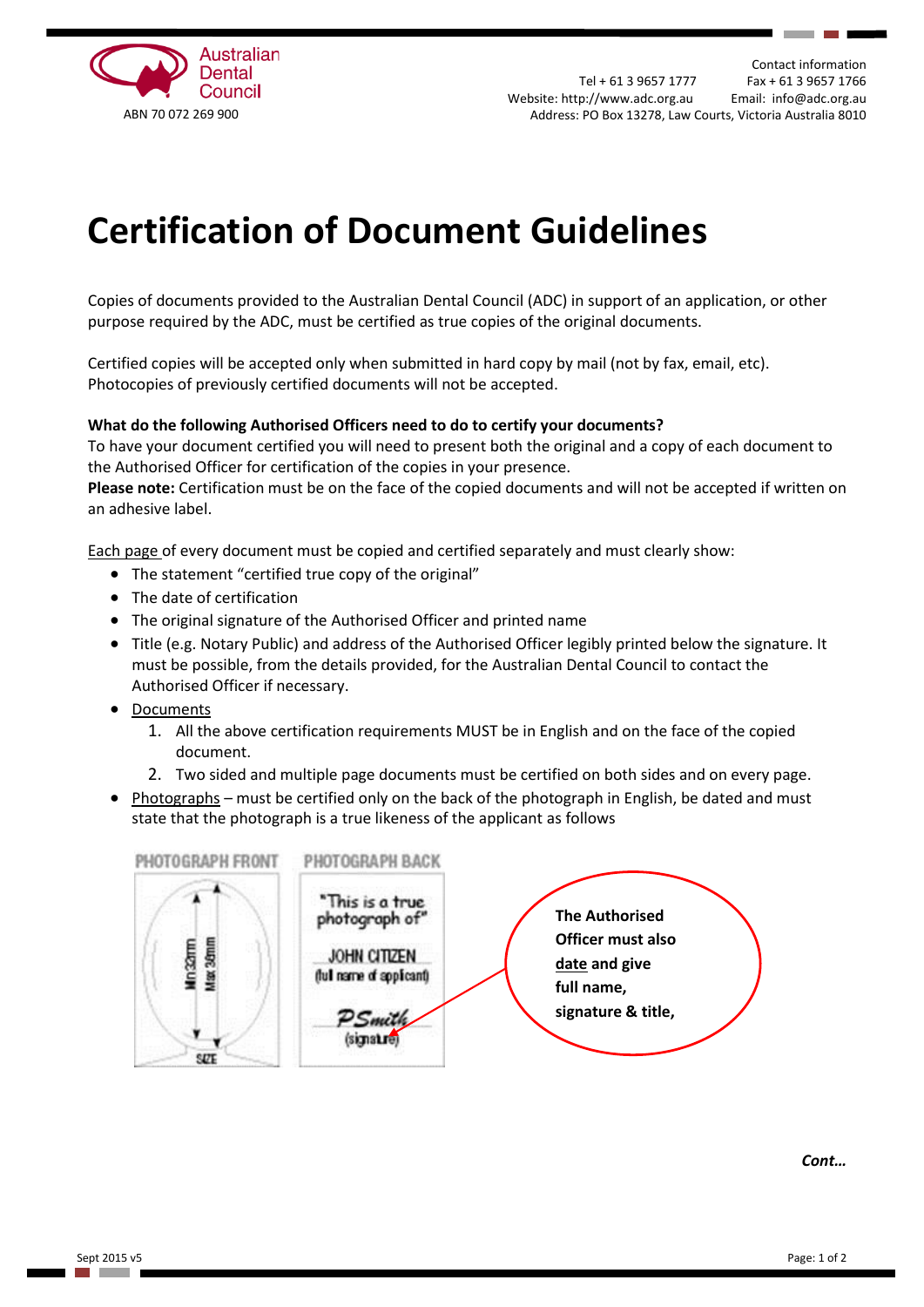Australian Dental Council

ABN 70 072 269 900

Contact information
Tel + 61 3 9657 1777 Fax + 61 3 9657 1766
Website: http://www.adc.org.au Email: info@adc.org.au
Address: PO Box 13278, Law Courts, Victoria Australia 8010

# Certification of Document Guidelines

Copies of documents provided to the Australian Dental Council (ADC) in support of an application, or other purpose required by the ADC, must be certified as true copies of the original documents.

Certified copies will be accepted only when submitted in hard copy by mail (not by fax, email, etc). Photocopies of previously certified documents will not be accepted.

**What do the following Authorised Officers need to do to certify your documents?**
To have your document certified you will need to present both the original and a copy of each document to the Authorised Officer for certification of the copies in your presence.
**Please note:** Certification must be on the face of the copied documents and will not be accepted if written on an adhesive label.

Each page of every document must be copied and certified separately and must clearly show:

- The statement "certified true copy of the original"
- The date of certification
- The original signature of the Authorised Officer and printed name
- Title (e.g. Notary Public) and address of the Authorised Officer legibly printed below the signature. It must be possible, from the details provided, for the Australian Dental Council to contact the Authorised Officer if necessary.
- Documents
  1. All the above certification requirements MUST be in English and on the face of the copied document.
  2. Two sided and multiple page documents must be certified on both sides and on every page.
- Photographs – must be certified only on the back of the photograph in English, be dated and must state that the photograph is a true likeness of the applicant as follows

PHOTOGRAPH FRONT — Min 32mm, Max 36mm, SIZE

PHOTOGRAPH BACK — "This is a true photograph of" JOHN CITIZEN (full name of applicant) PSmith (signature)

**The Authorised Officer must also date and give full name, signature & title,**

***Cont…***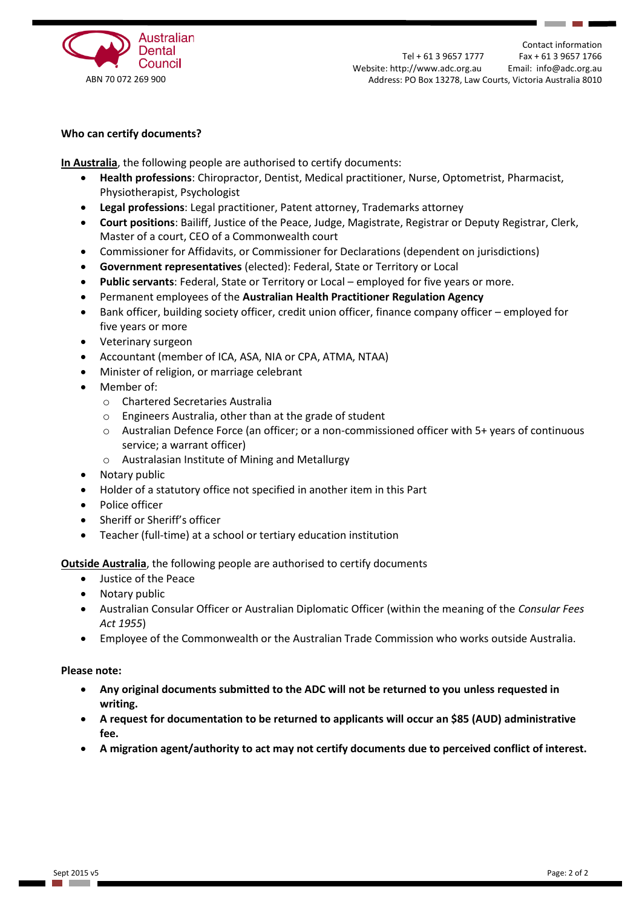Australian Dental Council

ABN 70 072 269 900

Contact information
Tel + 61 3 9657 1777 Fax + 61 3 9657 1766
Website: http://www.adc.org.au Email: info@adc.org.au
Address: PO Box 13278, Law Courts, Victoria Australia 8010

**Who can certify documents?**

**In Australia**, the following people are authorised to certify documents:

- **Health professions**: Chiropractor, Dentist, Medical practitioner, Nurse, Optometrist, Pharmacist, Physiotherapist, Psychologist
- **Legal professions**: Legal practitioner, Patent attorney, Trademarks attorney
- **Court positions**: Bailiff, Justice of the Peace, Judge, Magistrate, Registrar or Deputy Registrar, Clerk, Master of a court, CEO of a Commonwealth court
- Commissioner for Affidavits, or Commissioner for Declarations (dependent on jurisdictions)
- **Government representatives** (elected): Federal, State or Territory or Local
- **Public servants**: Federal, State or Territory or Local – employed for five years or more.
- Permanent employees of the **Australian Health Practitioner Regulation Agency**
- Bank officer, building society officer, credit union officer, finance company officer – employed for five years or more
- Veterinary surgeon
- Accountant (member of ICA, ASA, NIA or CPA, ATMA, NTAA)
- Minister of religion, or marriage celebrant
- Member of:
  - Chartered Secretaries Australia
  - Engineers Australia, other than at the grade of student
  - Australian Defence Force (an officer; or a non-commissioned officer with 5+ years of continuous service; a warrant officer)
  - Australasian Institute of Mining and Metallurgy
- Notary public
- Holder of a statutory office not specified in another item in this Part
- Police officer
- Sheriff or Sheriff's officer
- Teacher (full-time) at a school or tertiary education institution

**Outside Australia**, the following people are authorised to certify documents

- Justice of the Peace
- Notary public
- Australian Consular Officer or Australian Diplomatic Officer (within the meaning of the *Consular Fees Act 1955*)
- Employee of the Commonwealth or the Australian Trade Commission who works outside Australia.

**Please note:**

- **Any original documents submitted to the ADC will not be returned to you unless requested in writing.**
- **A request for documentation to be returned to applicants will occur an $85 (AUD) administrative fee.**
- **A migration agent/authority to act may not certify documents due to perceived conflict of interest.**

Sept 2015 v5